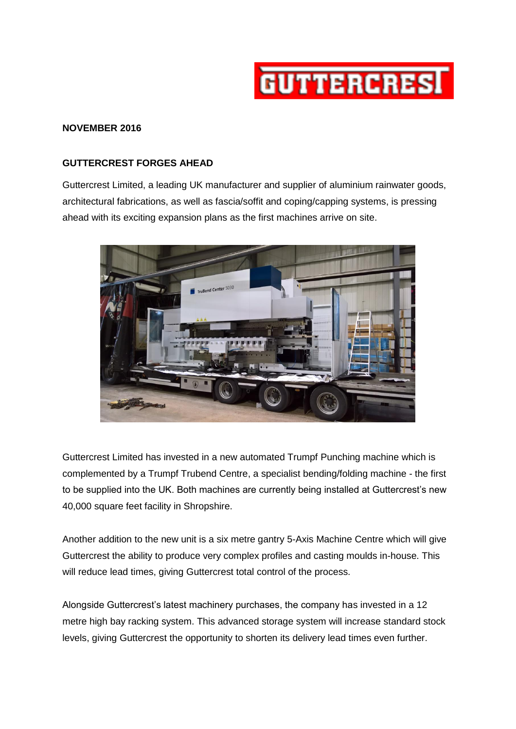GUTTERCREST

**NOVEMBER 2016**

**GUTTERCREST FORGES AHEAD**

Guttercrest Limited, a leading UK manufacturer and supplier of aluminium rainwater goods, architectural fabrications, as well as fascia/soffit and coping/capping systems, is pressing ahead with its exciting expansion plans as the first machines arrive on site.

Guttercrest Limited has invested in a new automated Trumpf Punching machine which is complemented by a Trumpf Trubend Centre, a specialist bending/folding machine - the first to be supplied into the UK. Both machines are currently being installed at Guttercrest's new 40,000 square feet facility in Shropshire.

Another addition to the new unit is a six metre gantry 5-Axis Machine Centre which will give Guttercrest the ability to produce very complex profiles and casting moulds in-house. This will reduce lead times, giving Guttercrest total control of the process.

Alongside Guttercrest's latest machinery purchases, the company has invested in a 12 metre high bay racking system. This advanced storage system will increase standard stock levels, giving Guttercrest the opportunity to shorten its delivery lead times even further.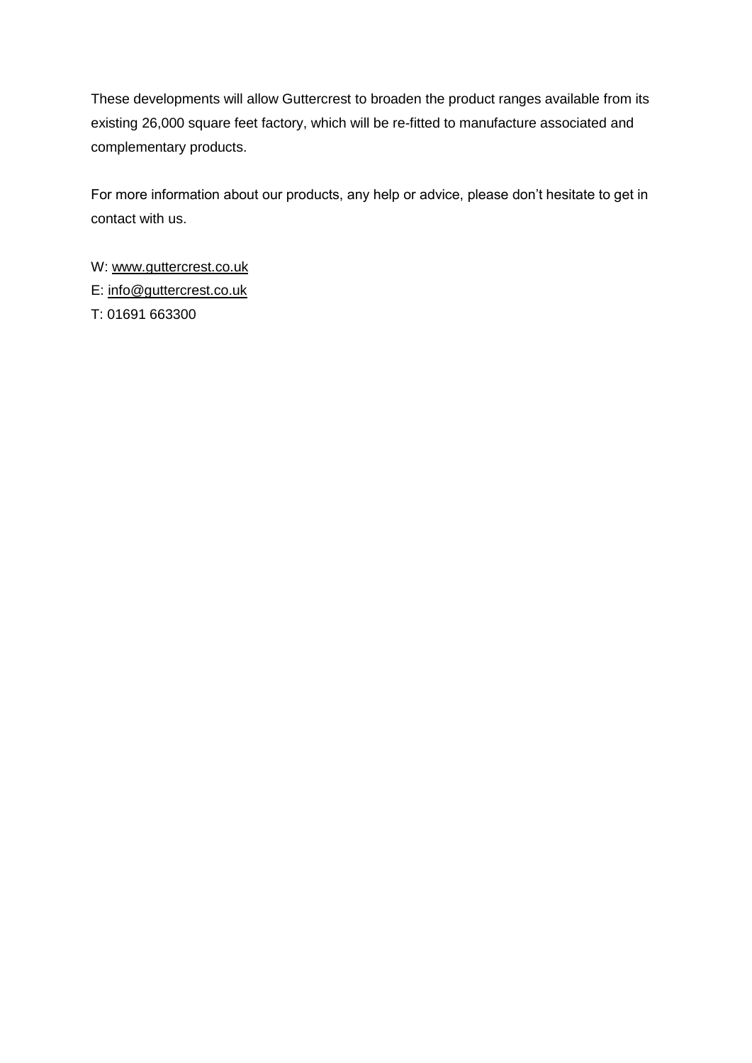These developments will allow Guttercrest to broaden the product ranges available from its existing 26,000 square feet factory, which will be re-fitted to manufacture associated and complementary products.

For more information about our products, any help or advice, please don't hesitate to get in contact with us.

W: www.guttercrest.co.uk  
E: info@guttercrest.co.uk  
T: 01691 663300